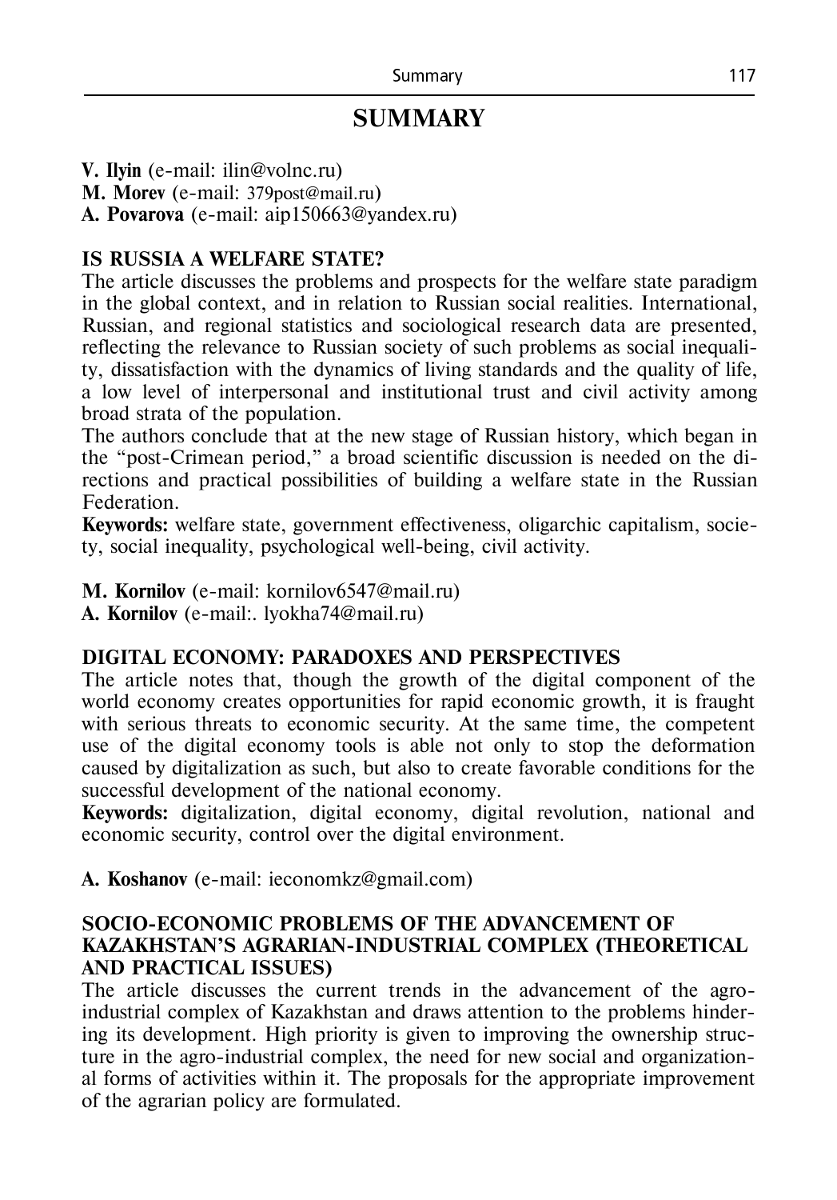# SUMMARY

**V. Ilyin** (e-mail: ilin@volnc.ru)
**M. Morev** (e-mail: 379post@mail.ru)
**A. Povarova** (e-mail: aip150663@yandex.ru)

### IS RUSSIA A WELFARE STATE?

The article discusses the problems and prospects for the welfare state paradigm in the global context, and in relation to Russian social realities. International, Russian, and regional statistics and sociological research data are presented, reflecting the relevance to Russian society of such problems as social inequality, dissatisfaction with the dynamics of living standards and the quality of life, a low level of interpersonal and institutional trust and civil activity among broad strata of the population.

The authors conclude that at the new stage of Russian history, which began in the "post-Crimean period," a broad scientific discussion is needed on the directions and practical possibilities of building a welfare state in the Russian Federation.

**Keywords:** welfare state, government effectiveness, oligarchic capitalism, society, social inequality, psychological well-being, civil activity.

**M. Kornilov** (e-mail: kornilov6547@mail.ru)
**A. Kornilov** (e-mail:. lyokha74@mail.ru)

### DIGITAL ECONOMY: PARADOXES AND PERSPECTIVES

The article notes that, though the growth of the digital component of the world economy creates opportunities for rapid economic growth, it is fraught with serious threats to economic security. At the same time, the competent use of the digital economy tools is able not only to stop the deformation caused by digitalization as such, but also to create favorable conditions for the successful development of the national economy.

**Keywords:** digitalization, digital economy, digital revolution, national and economic security, control over the digital environment.

**A. Koshanov** (e-mail: ieconomkz@gmail.com)

### SOCIO-ECONOMIC PROBLEMS OF THE ADVANCEMENT OF KAZAKHSTAN'S AGRARIAN-INDUSTRIAL COMPLEX (THEORETICAL AND PRACTICAL ISSUES)

The article discusses the current trends in the advancement of the agro-industrial complex of Kazakhstan and draws attention to the problems hindering its development. High priority is given to improving the ownership structure in the agro-industrial complex, the need for new social and organizational forms of activities within it. The proposals for the appropriate improvement of the agrarian policy are formulated.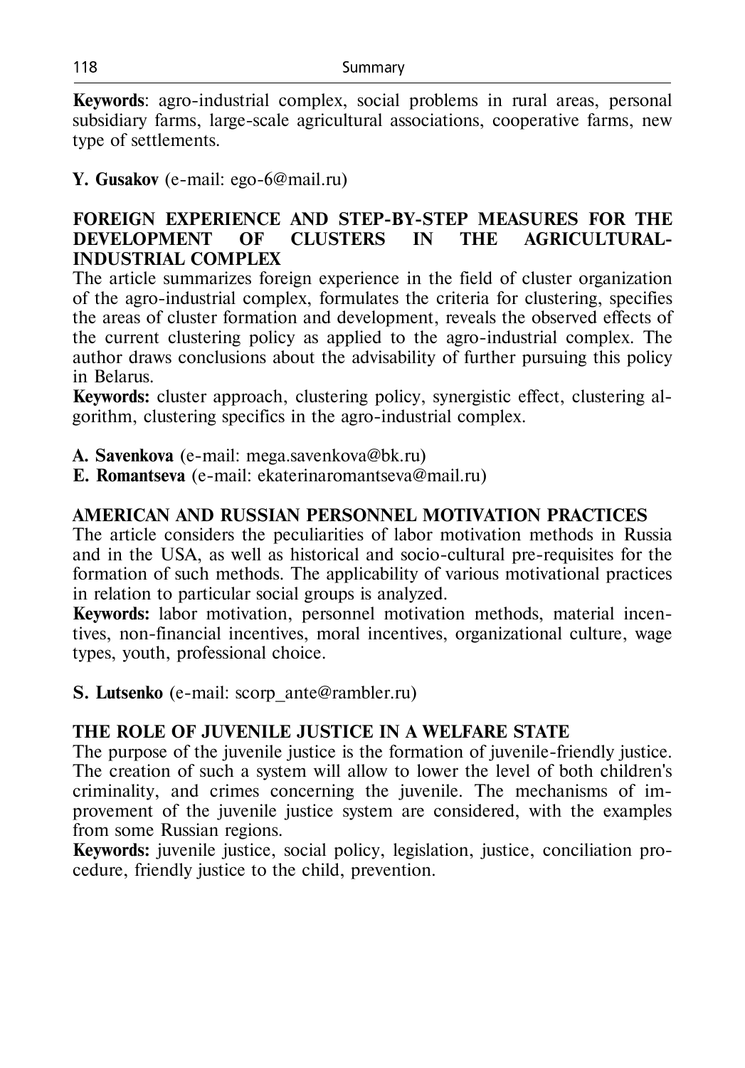**Keywords**: agro-industrial complex, social problems in rural areas, personal subsidiary farms, large-scale agricultural associations, cooperative farms, new type of settlements.

**Y. Gusakov** (e-mail: ego-6@mail.ru)

## FOREIGN EXPERIENCE AND STEP-BY-STEP MEASURES FOR THE DEVELOPMENT OF CLUSTERS IN THE AGRICULTURAL-INDUSTRIAL COMPLEX

The article summarizes foreign experience in the field of cluster organization of the agro-industrial complex, formulates the criteria for clustering, specifies the areas of cluster formation and development, reveals the observed effects of the current clustering policy as applied to the agro-industrial complex. The author draws conclusions about the advisability of further pursuing this policy in Belarus.

**Keywords:** cluster approach, clustering policy, synergistic effect, clustering algorithm, clustering specifics in the agro-industrial complex.

**A. Savenkova** (e-mail: mega.savenkova@bk.ru)
**E. Romantseva** (e-mail: ekaterinaromantseva@mail.ru)

## AMERICAN AND RUSSIAN PERSONNEL MOTIVATION PRACTICES

The article considers the peculiarities of labor motivation methods in Russia and in the USA, as well as historical and socio-cultural pre-requisites for the formation of such methods. The applicability of various motivational practices in relation to particular social groups is analyzed.

**Keywords:** labor motivation, personnel motivation methods, material incentives, non-financial incentives, moral incentives, organizational culture, wage types, youth, professional choice.

**S. Lutsenko** (e-mail: scorp_ante@rambler.ru)

## THE ROLE OF JUVENILE JUSTICE IN A WELFARE STATE

The purpose of the juvenile justice is the formation of juvenile-friendly justice. The creation of such a system will allow to lower the level of both children's criminality, and crimes concerning the juvenile. The mechanisms of improvement of the juvenile justice system are considered, with the examples from some Russian regions.

**Keywords:** juvenile justice, social policy, legislation, justice, conciliation procedure, friendly justice to the child, prevention.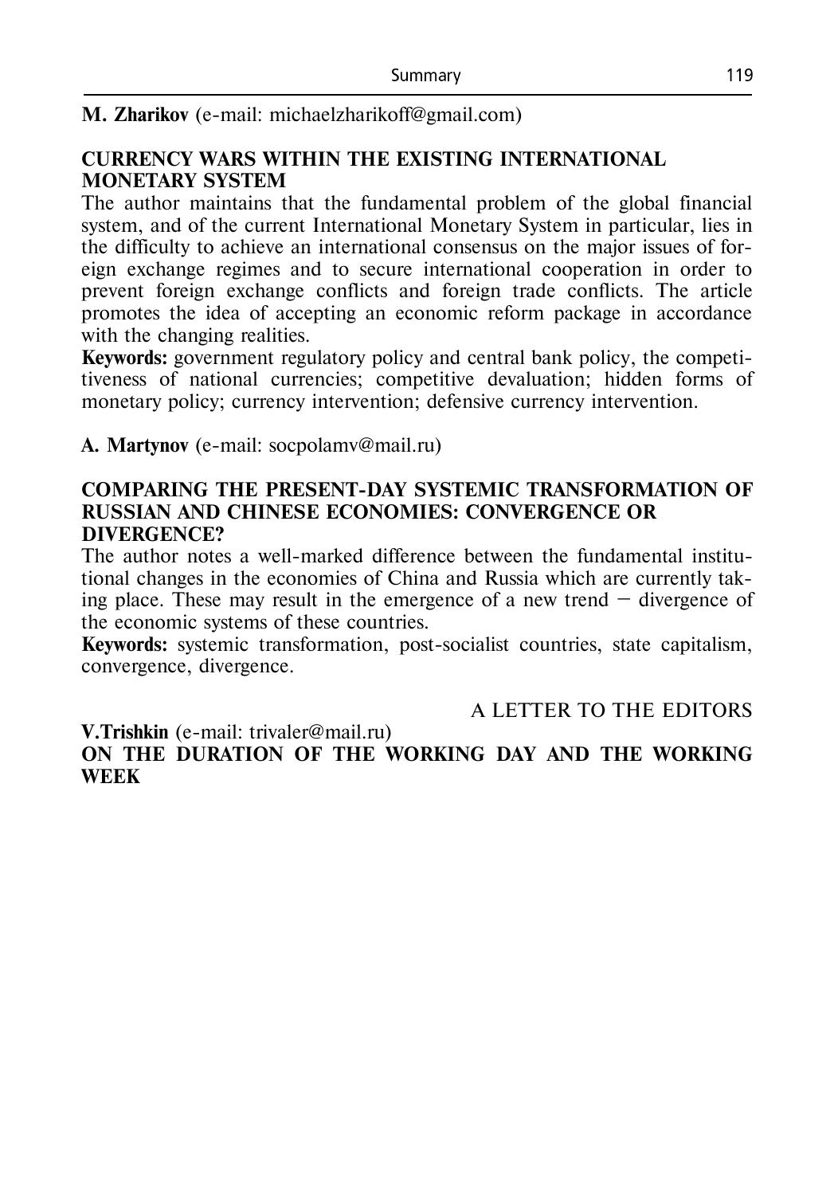**M. Zharikov** (e-mail: michaelzharikoff@gmail.com)

**CURRENCY WARS WITHIN THE EXISTING INTERNATIONAL MONETARY SYSTEM**

The author maintains that the fundamental problem of the global financial system, and of the current International Monetary System in particular, lies in the difficulty to achieve an international consensus on the major issues of foreign exchange regimes and to secure international cooperation in order to prevent foreign exchange conflicts and foreign trade conflicts. The article promotes the idea of accepting an economic reform package in accordance with the changing realities.

**Keywords:** government regulatory policy and central bank policy, the competitiveness of national currencies; competitive devaluation; hidden forms of monetary policy; currency intervention; defensive currency intervention.

**A. Martynov** (e-mail: socpolamv@mail.ru)

**COMPARING THE PRESENT-DAY SYSTEMIC TRANSFORMATION OF RUSSIAN AND CHINESE ECONOMIES: CONVERGENCE OR DIVERGENCE?**

The author notes a well-marked difference between the fundamental institutional changes in the economies of China and Russia which are currently taking place. These may result in the emergence of a new trend − divergence of the economic systems of these countries.

**Keywords:** systemic transformation, post-socialist countries, state capitalism, convergence, divergence.

A LETTER TO THE EDITORS

**V.Trishkin** (e-mail: trivaler@mail.ru)

**ON THE DURATION OF THE WORKING DAY AND THE WORKING WEEK**